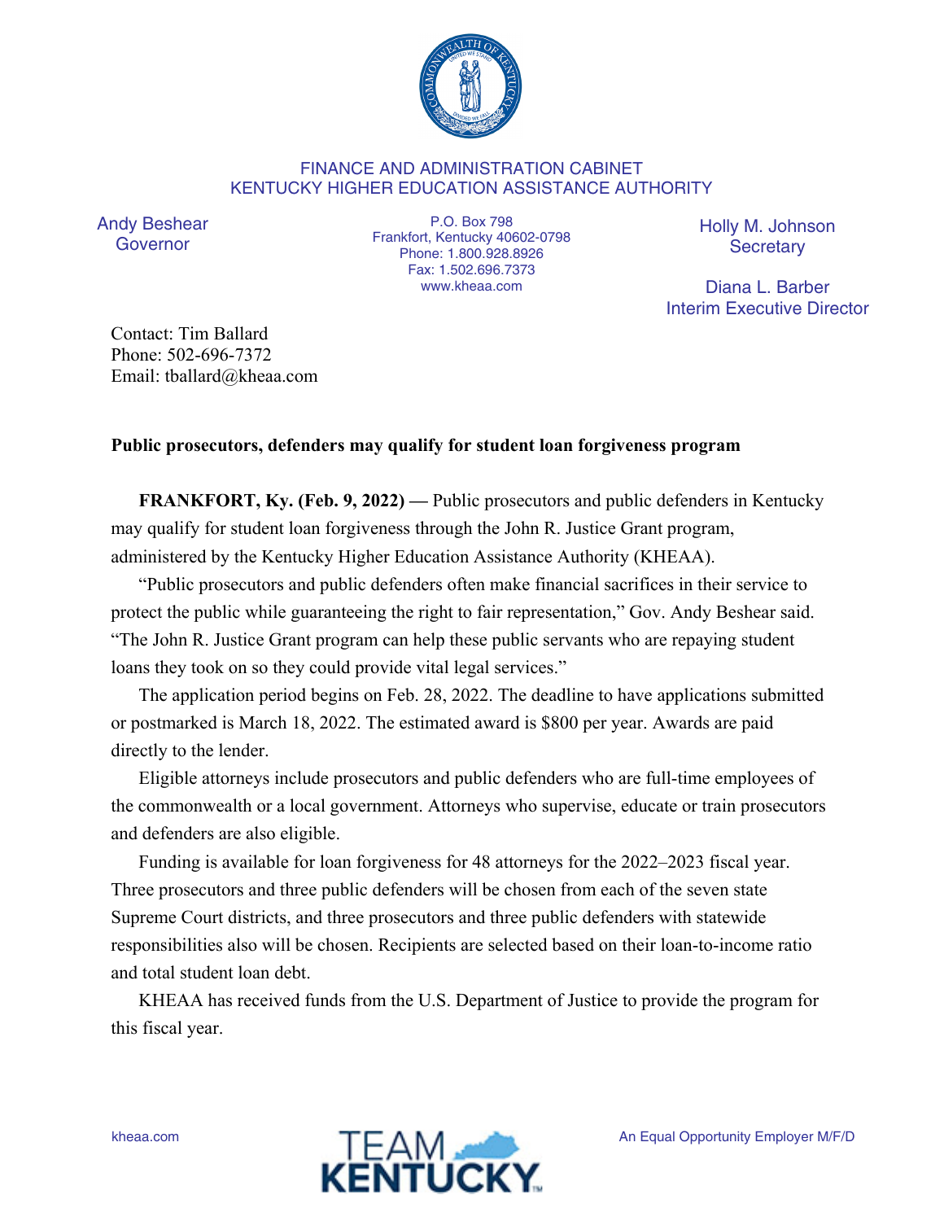FINANCE AND ADMINISTRATION CABINET
KENTUCKY HIGHER EDUCATION ASSISTANCE AUTHORITY

Andy Beshear
Governor

P.O. Box 798
Frankfort, Kentucky 40602-0798
Phone: 1.800.928.8926
Fax: 1.502.696.7373
www.kheaa.com

Holly M. Johnson
Secretary

Diana L. Barber
Interim Executive Director

Contact: Tim Ballard
Phone: 502-696-7372
Email: tballard@kheaa.com

**Public prosecutors, defenders may qualify for student loan forgiveness program**

**FRANKFORT, Ky. (Feb. 9, 2022) —** Public prosecutors and public defenders in Kentucky may qualify for student loan forgiveness through the John R. Justice Grant program, administered by the Kentucky Higher Education Assistance Authority (KHEAA).

"Public prosecutors and public defenders often make financial sacrifices in their service to protect the public while guaranteeing the right to fair representation," Gov. Andy Beshear said. "The John R. Justice Grant program can help these public servants who are repaying student loans they took on so they could provide vital legal services."

The application period begins on Feb. 28, 2022. The deadline to have applications submitted or postmarked is March 18, 2022. The estimated award is $800 per year. Awards are paid directly to the lender.

Eligible attorneys include prosecutors and public defenders who are full-time employees of the commonwealth or a local government. Attorneys who supervise, educate or train prosecutors and defenders are also eligible.

Funding is available for loan forgiveness for 48 attorneys for the 2022–2023 fiscal year. Three prosecutors and three public defenders will be chosen from each of the seven state Supreme Court districts, and three prosecutors and three public defenders with statewide responsibilities also will be chosen. Recipients are selected based on their loan-to-income ratio and total student loan debt.

KHEAA has received funds from the U.S. Department of Justice to provide the program for this fiscal year.

kheaa.com

TEAM KENTUCKY

An Equal Opportunity Employer M/F/D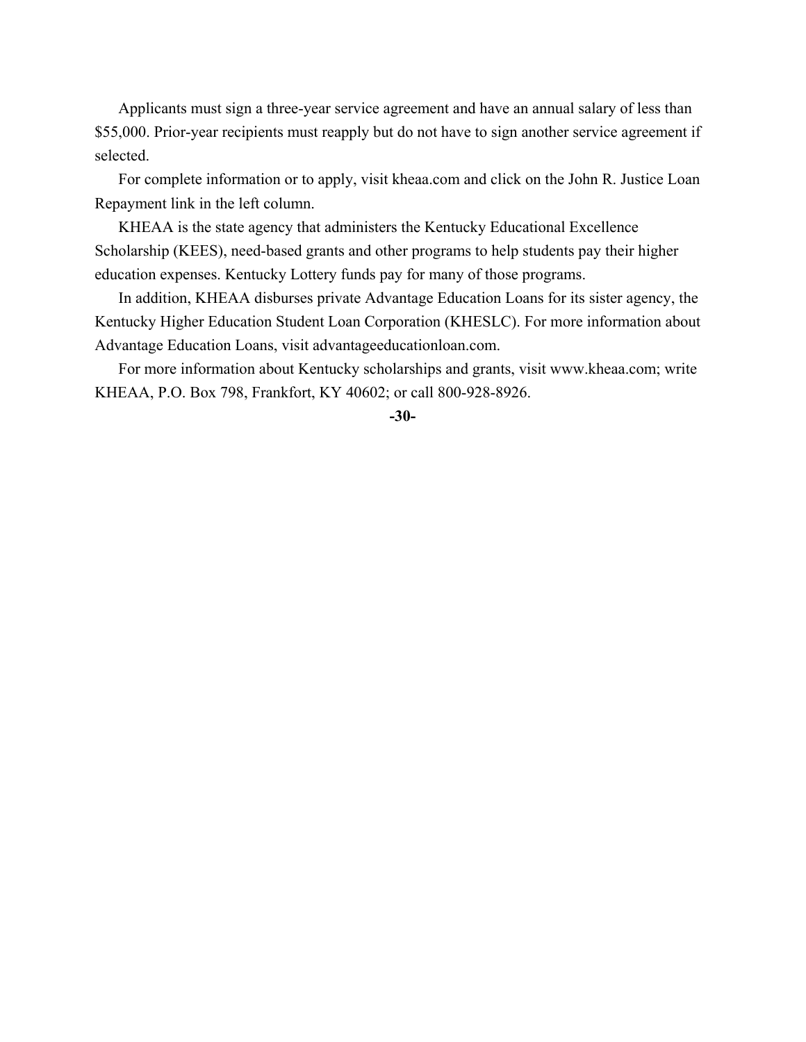Applicants must sign a three-year service agreement and have an annual salary of less than $55,000. Prior-year recipients must reapply but do not have to sign another service agreement if selected.

For complete information or to apply, visit kheaa.com and click on the John R. Justice Loan Repayment link in the left column.

KHEAA is the state agency that administers the Kentucky Educational Excellence Scholarship (KEES), need-based grants and other programs to help students pay their higher education expenses. Kentucky Lottery funds pay for many of those programs.

In addition, KHEAA disburses private Advantage Education Loans for its sister agency, the Kentucky Higher Education Student Loan Corporation (KHESLC). For more information about Advantage Education Loans, visit advantageeducationloan.com.

For more information about Kentucky scholarships and grants, visit www.kheaa.com; write KHEAA, P.O. Box 798, Frankfort, KY 40602; or call 800-928-8926.

**-30-**